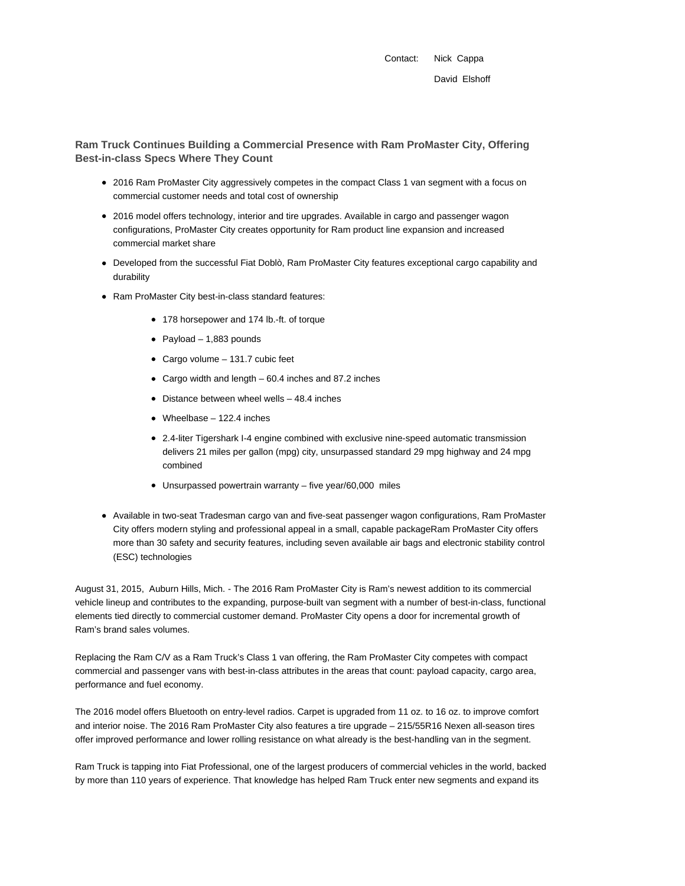Contact: Nick Cappa

David Elshoff

## Ram Truck Continues Building a Commercial Presence with Ram ProMaster City, Offering Best-in-class Specs Where They Count

- 2016 Ram ProMaster City aggressively competes in the compact Class 1 van segment with a focus on commercial customer needs and total cost of ownership
- 2016 model offers technology, interior and tire upgrades. Available in cargo and passenger wagon configurations, ProMaster City creates opportunity for Ram product line expansion and increased commercial market share
- Developed from the successful Fiat Doblò, Ram ProMaster City features exceptional cargo capability and durability
- Ram ProMaster City best-in-class standard features:
  - 178 horsepower and 174 lb.-ft. of torque
  - Payload – 1,883 pounds
  - Cargo volume – 131.7 cubic feet
  - Cargo width and length – 60.4 inches and 87.2 inches
  - Distance between wheel wells – 48.4 inches
  - Wheelbase – 122.4 inches
  - 2.4-liter Tigershark I-4 engine combined with exclusive nine-speed automatic transmission delivers 21 miles per gallon (mpg) city, unsurpassed standard 29 mpg highway and 24 mpg combined
  - Unsurpassed powertrain warranty – five year/60,000 miles
- Available in two-seat Tradesman cargo van and five-seat passenger wagon configurations, Ram ProMaster City offers modern styling and professional appeal in a small, capable packageRam ProMaster City offers more than 30 safety and security features, including seven available air bags and electronic stability control (ESC) technologies

August 31, 2015, Auburn Hills, Mich. - The 2016 Ram ProMaster City is Ram's newest addition to its commercial vehicle lineup and contributes to the expanding, purpose-built van segment with a number of best-in-class, functional elements tied directly to commercial customer demand. ProMaster City opens a door for incremental growth of Ram's brand sales volumes.

Replacing the Ram C/V as a Ram Truck's Class 1 van offering, the Ram ProMaster City competes with compact commercial and passenger vans with best-in-class attributes in the areas that count: payload capacity, cargo area, performance and fuel economy.

The 2016 model offers Bluetooth on entry-level radios. Carpet is upgraded from 11 oz. to 16 oz. to improve comfort and interior noise. The 2016 Ram ProMaster City also features a tire upgrade – 215/55R16 Nexen all-season tires offer improved performance and lower rolling resistance on what already is the best-handling van in the segment.

Ram Truck is tapping into Fiat Professional, one of the largest producers of commercial vehicles in the world, backed by more than 110 years of experience. That knowledge has helped Ram Truck enter new segments and expand its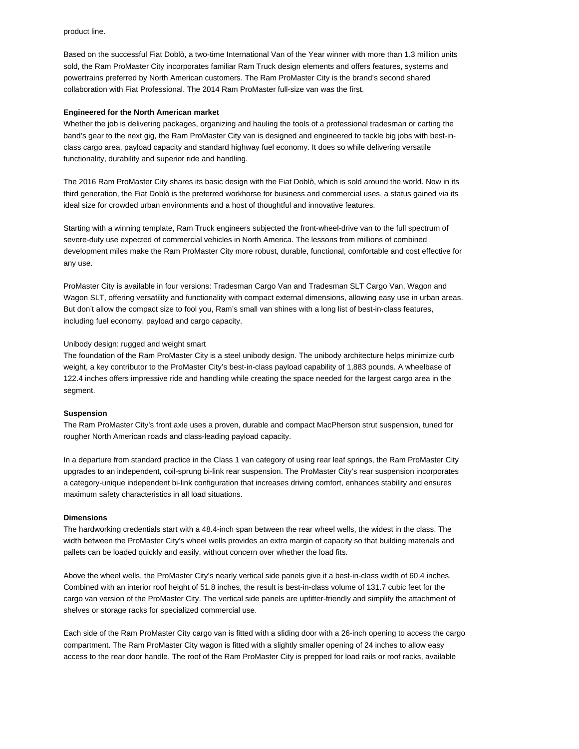product line.

Based on the successful Fiat Doblò, a two-time International Van of the Year winner with more than 1.3 million units sold, the Ram ProMaster City incorporates familiar Ram Truck design elements and offers features, systems and powertrains preferred by North American customers. The Ram ProMaster City is the brand's second shared collaboration with Fiat Professional. The 2014 Ram ProMaster full-size van was the first.

**Engineered for the North American market**

Whether the job is delivering packages, organizing and hauling the tools of a professional tradesman or carting the band's gear to the next gig, the Ram ProMaster City van is designed and engineered to tackle big jobs with best-in-class cargo area, payload capacity and standard highway fuel economy. It does so while delivering versatile functionality, durability and superior ride and handling.

The 2016 Ram ProMaster City shares its basic design with the Fiat Doblò, which is sold around the world. Now in its third generation, the Fiat Doblò is the preferred workhorse for business and commercial uses, a status gained via its ideal size for crowded urban environments and a host of thoughtful and innovative features.

Starting with a winning template, Ram Truck engineers subjected the front-wheel-drive van to the full spectrum of severe-duty use expected of commercial vehicles in North America. The lessons from millions of combined development miles make the Ram ProMaster City more robust, durable, functional, comfortable and cost effective for any use.

ProMaster City is available in four versions: Tradesman Cargo Van and Tradesman SLT Cargo Van, Wagon and Wagon SLT, offering versatility and functionality with compact external dimensions, allowing easy use in urban areas. But don't allow the compact size to fool you, Ram's small van shines with a long list of best-in-class features, including fuel economy, payload and cargo capacity.

Unibody design: rugged and weight smart

The foundation of the Ram ProMaster City is a steel unibody design. The unibody architecture helps minimize curb weight, a key contributor to the ProMaster City's best-in-class payload capability of 1,883 pounds. A wheelbase of 122.4 inches offers impressive ride and handling while creating the space needed for the largest cargo area in the segment.

**Suspension**

The Ram ProMaster City's front axle uses a proven, durable and compact MacPherson strut suspension, tuned for rougher North American roads and class-leading payload capacity.

In a departure from standard practice in the Class 1 van category of using rear leaf springs, the Ram ProMaster City upgrades to an independent, coil-sprung bi-link rear suspension. The ProMaster City's rear suspension incorporates a category-unique independent bi-link configuration that increases driving comfort, enhances stability and ensures maximum safety characteristics in all load situations.

**Dimensions**

The hardworking credentials start with a 48.4-inch span between the rear wheel wells, the widest in the class. The width between the ProMaster City's wheel wells provides an extra margin of capacity so that building materials and pallets can be loaded quickly and easily, without concern over whether the load fits.

Above the wheel wells, the ProMaster City's nearly vertical side panels give it a best-in-class width of 60.4 inches. Combined with an interior roof height of 51.8 inches, the result is best-in-class volume of 131.7 cubic feet for the cargo van version of the ProMaster City. The vertical side panels are upfitter-friendly and simplify the attachment of shelves or storage racks for specialized commercial use.

Each side of the Ram ProMaster City cargo van is fitted with a sliding door with a 26-inch opening to access the cargo compartment. The Ram ProMaster City wagon is fitted with a slightly smaller opening of 24 inches to allow easy access to the rear door handle. The roof of the Ram ProMaster City is prepped for load rails or roof racks, available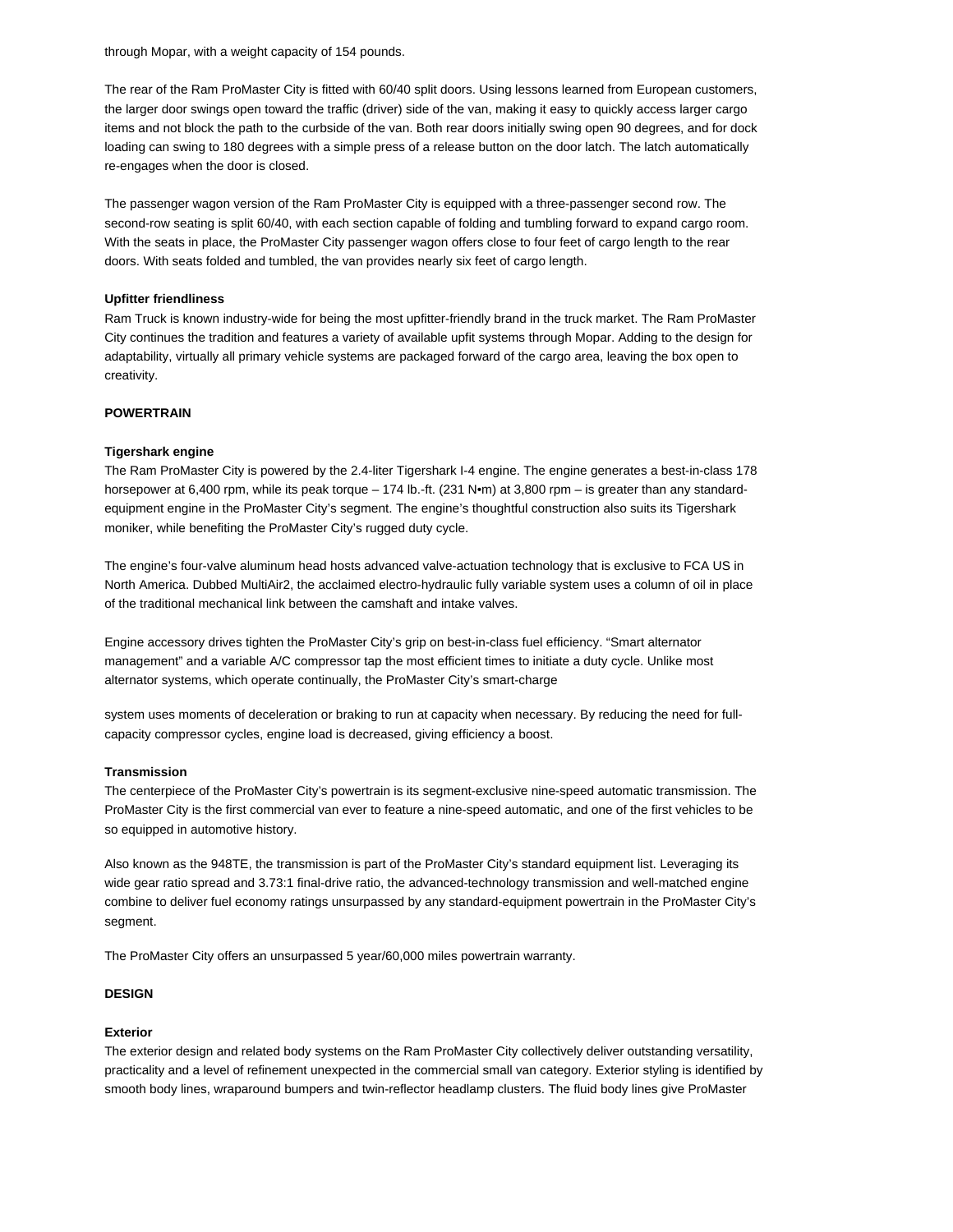through Mopar, with a weight capacity of 154 pounds.

The rear of the Ram ProMaster City is fitted with 60/40 split doors. Using lessons learned from European customers, the larger door swings open toward the traffic (driver) side of the van, making it easy to quickly access larger cargo items and not block the path to the curbside of the van. Both rear doors initially swing open 90 degrees, and for dock loading can swing to 180 degrees with a simple press of a release button on the door latch. The latch automatically re-engages when the door is closed.

The passenger wagon version of the Ram ProMaster City is equipped with a three-passenger second row. The second-row seating is split 60/40, with each section capable of folding and tumbling forward to expand cargo room. With the seats in place, the ProMaster City passenger wagon offers close to four feet of cargo length to the rear doors. With seats folded and tumbled, the van provides nearly six feet of cargo length.

**Upfitter friendliness**

Ram Truck is known industry-wide for being the most upfitter-friendly brand in the truck market. The Ram ProMaster City continues the tradition and features a variety of available upfit systems through Mopar. Adding to the design for adaptability, virtually all primary vehicle systems are packaged forward of the cargo area, leaving the box open to creativity.

## POWERTRAIN

**Tigershark engine**

The Ram ProMaster City is powered by the 2.4-liter Tigershark I-4 engine. The engine generates a best-in-class 178 horsepower at 6,400 rpm, while its peak torque – 174 lb.-ft. (231 N•m) at 3,800 rpm – is greater than any standard-equipment engine in the ProMaster City's segment. The engine's thoughtful construction also suits its Tigershark moniker, while benefiting the ProMaster City's rugged duty cycle.

The engine's four-valve aluminum head hosts advanced valve-actuation technology that is exclusive to FCA US in North America. Dubbed MultiAir2, the acclaimed electro-hydraulic fully variable system uses a column of oil in place of the traditional mechanical link between the camshaft and intake valves.

Engine accessory drives tighten the ProMaster City's grip on best-in-class fuel efficiency. "Smart alternator management" and a variable A/C compressor tap the most efficient times to initiate a duty cycle. Unlike most alternator systems, which operate continually, the ProMaster City's smart-charge system uses moments of deceleration or braking to run at capacity when necessary. By reducing the need for full-capacity compressor cycles, engine load is decreased, giving efficiency a boost.

**Transmission**

The centerpiece of the ProMaster City's powertrain is its segment-exclusive nine-speed automatic transmission. The ProMaster City is the first commercial van ever to feature a nine-speed automatic, and one of the first vehicles to be so equipped in automotive history.

Also known as the 948TE, the transmission is part of the ProMaster City's standard equipment list. Leveraging its wide gear ratio spread and 3.73:1 final-drive ratio, the advanced-technology transmission and well-matched engine combine to deliver fuel economy ratings unsurpassed by any standard-equipment powertrain in the ProMaster City's segment.

The ProMaster City offers an unsurpassed 5 year/60,000 miles powertrain warranty.

## DESIGN

**Exterior**

The exterior design and related body systems on the Ram ProMaster City collectively deliver outstanding versatility, practicality and a level of refinement unexpected in the commercial small van category. Exterior styling is identified by smooth body lines, wraparound bumpers and twin-reflector headlamp clusters. The fluid body lines give ProMaster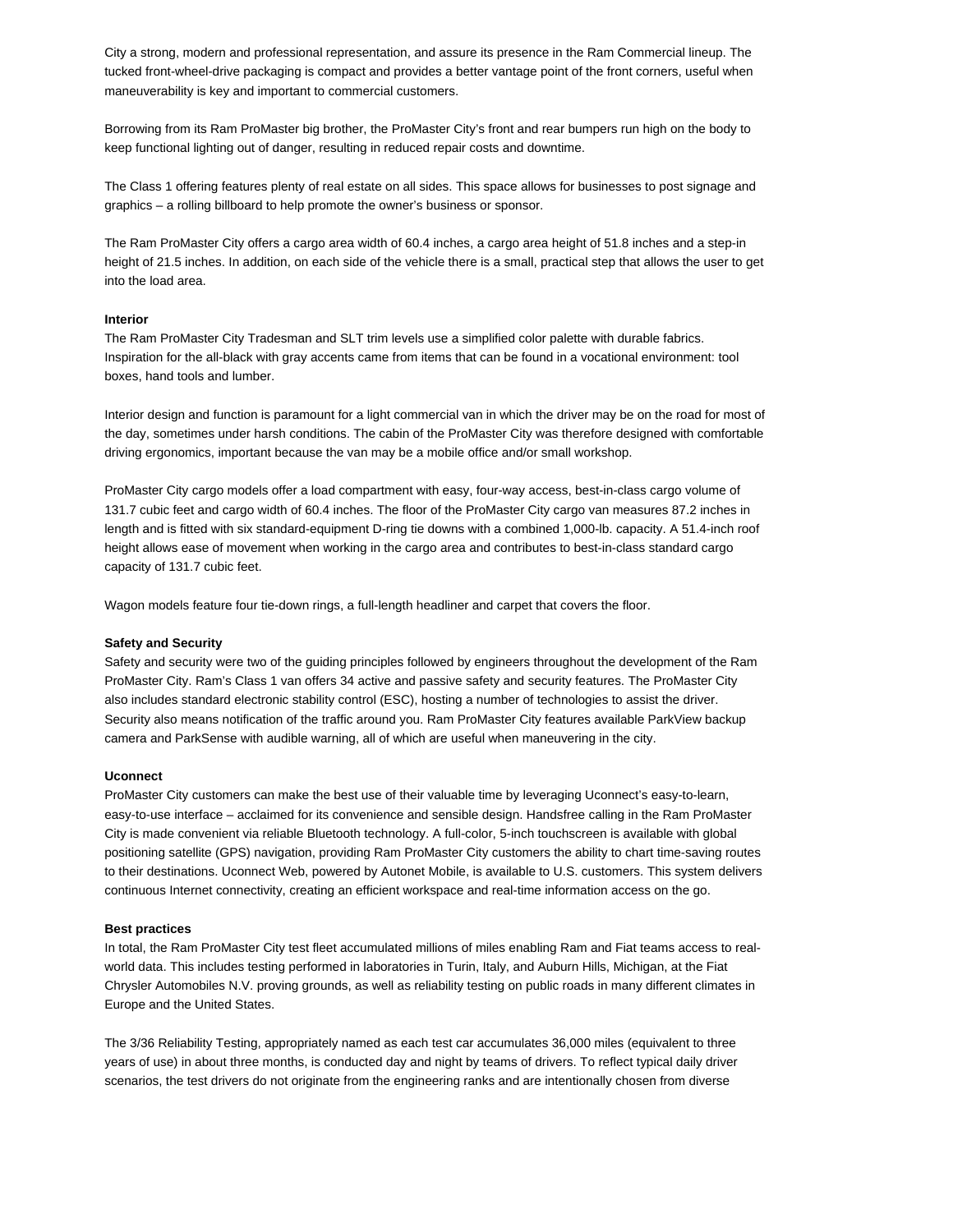City a strong, modern and professional representation, and assure its presence in the Ram Commercial lineup. The tucked front-wheel-drive packaging is compact and provides a better vantage point of the front corners, useful when maneuverability is key and important to commercial customers.

Borrowing from its Ram ProMaster big brother, the ProMaster City's front and rear bumpers run high on the body to keep functional lighting out of danger, resulting in reduced repair costs and downtime.

The Class 1 offering features plenty of real estate on all sides. This space allows for businesses to post signage and graphics – a rolling billboard to help promote the owner's business or sponsor.

The Ram ProMaster City offers a cargo area width of 60.4 inches, a cargo area height of 51.8 inches and a step-in height of 21.5 inches. In addition, on each side of the vehicle there is a small, practical step that allows the user to get into the load area.

**Interior**

The Ram ProMaster City Tradesman and SLT trim levels use a simplified color palette with durable fabrics. Inspiration for the all-black with gray accents came from items that can be found in a vocational environment: tool boxes, hand tools and lumber.

Interior design and function is paramount for a light commercial van in which the driver may be on the road for most of the day, sometimes under harsh conditions. The cabin of the ProMaster City was therefore designed with comfortable driving ergonomics, important because the van may be a mobile office and/or small workshop.

ProMaster City cargo models offer a load compartment with easy, four-way access, best-in-class cargo volume of 131.7 cubic feet and cargo width of 60.4 inches. The floor of the ProMaster City cargo van measures 87.2 inches in length and is fitted with six standard-equipment D-ring tie downs with a combined 1,000-lb. capacity. A 51.4-inch roof height allows ease of movement when working in the cargo area and contributes to best-in-class standard cargo capacity of 131.7 cubic feet.

Wagon models feature four tie-down rings, a full-length headliner and carpet that covers the floor.

**Safety and Security**

Safety and security were two of the guiding principles followed by engineers throughout the development of the Ram ProMaster City. Ram's Class 1 van offers 34 active and passive safety and security features. The ProMaster City also includes standard electronic stability control (ESC), hosting a number of technologies to assist the driver. Security also means notification of the traffic around you. Ram ProMaster City features available ParkView backup camera and ParkSense with audible warning, all of which are useful when maneuvering in the city.

**Uconnect**

ProMaster City customers can make the best use of their valuable time by leveraging Uconnect's easy-to-learn, easy-to-use interface – acclaimed for its convenience and sensible design. Handsfree calling in the Ram ProMaster City is made convenient via reliable Bluetooth technology. A full-color, 5-inch touchscreen is available with global positioning satellite (GPS) navigation, providing Ram ProMaster City customers the ability to chart time-saving routes to their destinations. Uconnect Web, powered by Autonet Mobile, is available to U.S. customers. This system delivers continuous Internet connectivity, creating an efficient workspace and real-time information access on the go.

**Best practices**

In total, the Ram ProMaster City test fleet accumulated millions of miles enabling Ram and Fiat teams access to real-world data. This includes testing performed in laboratories in Turin, Italy, and Auburn Hills, Michigan, at the Fiat Chrysler Automobiles N.V. proving grounds, as well as reliability testing on public roads in many different climates in Europe and the United States.

The 3/36 Reliability Testing, appropriately named as each test car accumulates 36,000 miles (equivalent to three years of use) in about three months, is conducted day and night by teams of drivers. To reflect typical daily driver scenarios, the test drivers do not originate from the engineering ranks and are intentionally chosen from diverse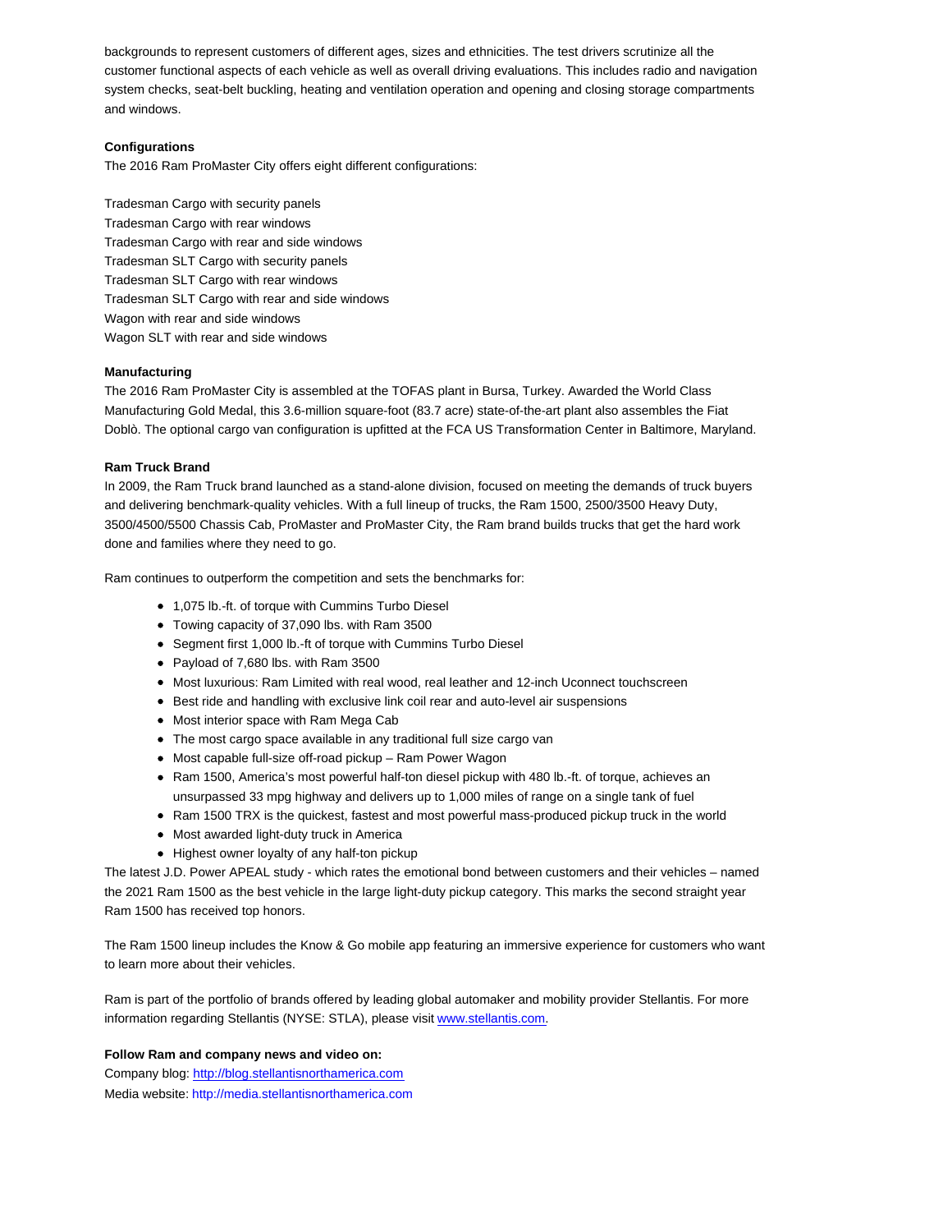backgrounds to represent customers of different ages, sizes and ethnicities. The test drivers scrutinize all the customer functional aspects of each vehicle as well as overall driving evaluations. This includes radio and navigation system checks, seat-belt buckling, heating and ventilation operation and opening and closing storage compartments and windows.

**Configurations**

The 2016 Ram ProMaster City offers eight different configurations:

Tradesman Cargo with security panels
Tradesman Cargo with rear windows
Tradesman Cargo with rear and side windows
Tradesman SLT Cargo with security panels
Tradesman SLT Cargo with rear windows
Tradesman SLT Cargo with rear and side windows
Wagon with rear and side windows
Wagon SLT with rear and side windows

**Manufacturing**

The 2016 Ram ProMaster City is assembled at the TOFAS plant in Bursa, Turkey. Awarded the World Class Manufacturing Gold Medal, this 3.6-million square-foot (83.7 acre) state-of-the-art plant also assembles the Fiat Doblò. The optional cargo van configuration is upfitted at the FCA US Transformation Center in Baltimore, Maryland.

**Ram Truck Brand**

In 2009, the Ram Truck brand launched as a stand-alone division, focused on meeting the demands of truck buyers and delivering benchmark-quality vehicles. With a full lineup of trucks, the Ram 1500, 2500/3500 Heavy Duty, 3500/4500/5500 Chassis Cab, ProMaster and ProMaster City, the Ram brand builds trucks that get the hard work done and families where they need to go.

Ram continues to outperform the competition and sets the benchmarks for:

- 1,075 lb.-ft. of torque with Cummins Turbo Diesel
- Towing capacity of 37,090 lbs. with Ram 3500
- Segment first 1,000 lb.-ft of torque with Cummins Turbo Diesel
- Payload of 7,680 lbs. with Ram 3500
- Most luxurious: Ram Limited with real wood, real leather and 12-inch Uconnect touchscreen
- Best ride and handling with exclusive link coil rear and auto-level air suspensions
- Most interior space with Ram Mega Cab
- The most cargo space available in any traditional full size cargo van
- Most capable full-size off-road pickup – Ram Power Wagon
- Ram 1500, America's most powerful half-ton diesel pickup with 480 lb.-ft. of torque, achieves an unsurpassed 33 mpg highway and delivers up to 1,000 miles of range on a single tank of fuel
- Ram 1500 TRX is the quickest, fastest and most powerful mass-produced pickup truck in the world
- Most awarded light-duty truck in America
- Highest owner loyalty of any half-ton pickup

The latest J.D. Power APEAL study - which rates the emotional bond between customers and their vehicles – named the 2021 Ram 1500 as the best vehicle in the large light-duty pickup category. This marks the second straight year Ram 1500 has received top honors.

The Ram 1500 lineup includes the Know & Go mobile app featuring an immersive experience for customers who want to learn more about their vehicles.

Ram is part of the portfolio of brands offered by leading global automaker and mobility provider Stellantis. For more information regarding Stellantis (NYSE: STLA), please visit www.stellantis.com.

**Follow Ram and company news and video on:**

Company blog: http://blog.stellantisnorthamerica.com
Media website: http://media.stellantisnorthamerica.com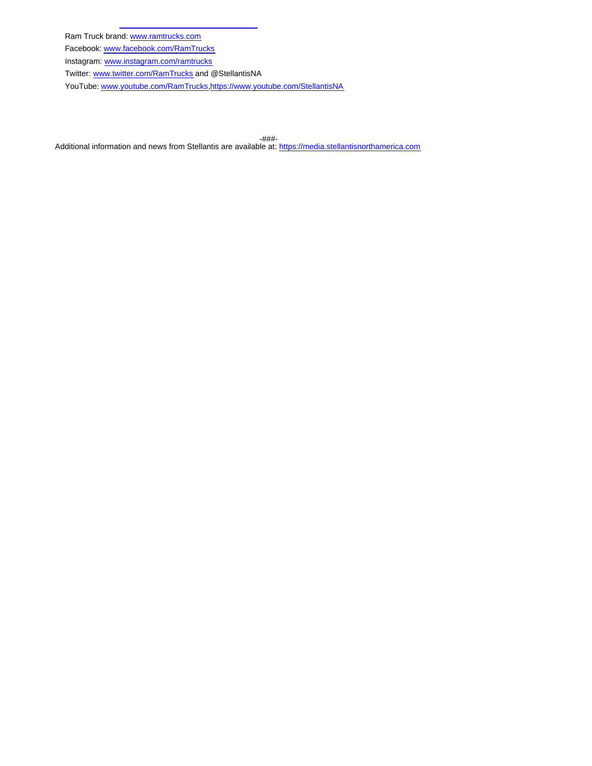Ram Truck brand: www.ramtrucks.com

Facebook: www.facebook.com/RamTrucks

Instagram: www.instagram.com/ramtrucks

Twitter: www.twitter.com/RamTrucks and @StellantisNA

YouTube: www.youtube.com/RamTrucks,https://www.youtube.com/StellantisNA

-###-

Additional information and news from Stellantis are available at: https://media.stellantisnorthamerica.com